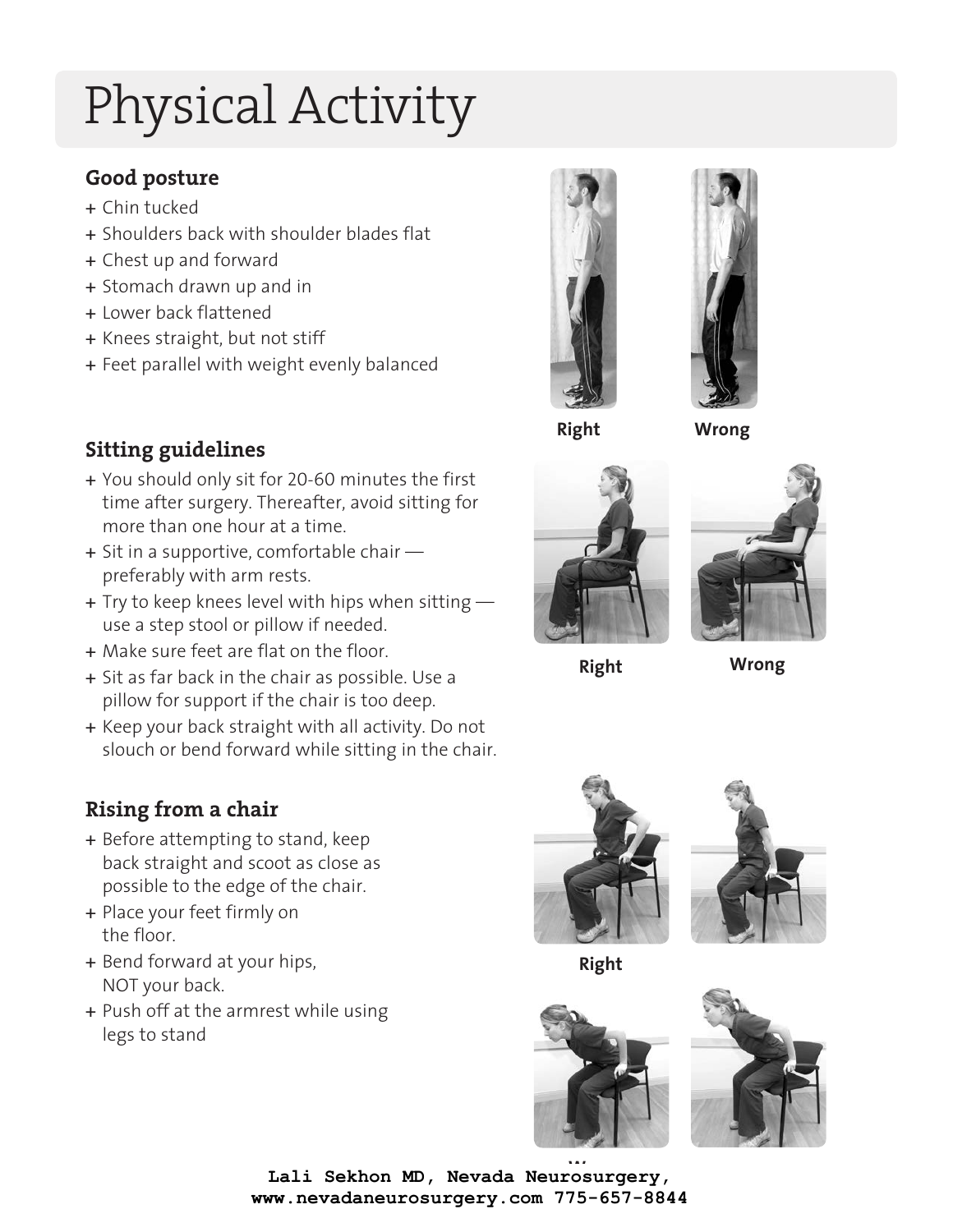# Physical Activity

### Good posture

+ Chin tucked
+ Shoulders back with shoulder blades flat
+ Chest up and forward
+ Stomach drawn up and in
+ Lower back flattened
+ Knees straight, but not stiff
+ Feet parallel with weight evenly balanced

**Right** **Wrong**

### Sitting guidelines

+ You should only sit for 20-60 minutes the first time after surgery. Thereafter, avoid sitting for more than one hour at a time.
+ Sit in a supportive, comfortable chair — preferably with arm rests.
+ Try to keep knees level with hips when sitting — use a step stool or pillow if needed.
+ Make sure feet are flat on the floor.
+ Sit as far back in the chair as possible. Use a pillow for support if the chair is too deep.
+ Keep your back straight with all activity. Do not slouch or bend forward while sitting in the chair.

**Right** **Wrong**

### Rising from a chair

+ Before attempting to stand, keep back straight and scoot as close as possible to the edge of the chair.
+ Place your feet firmly on the floor.
+ Bend forward at your hips, NOT your back.
+ Push off at the armrest while using legs to stand

**Right**

**Lali Sekhon MD, Nevada Neurosurgery, www.nevadaneurosurgery.com 775-657-8844**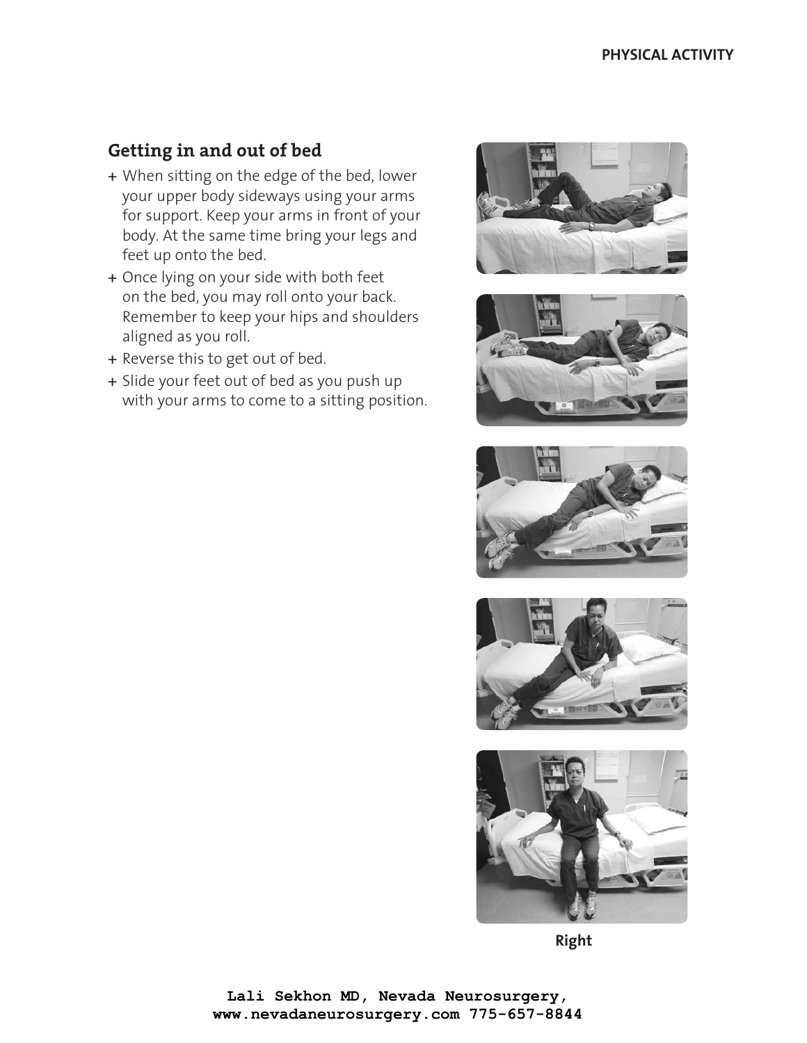## Getting in and out of bed

+ When sitting on the edge of the bed, lower your upper body sideways using your arms for support. Keep your arms in front of your body. At the same time bring your legs and feet up onto the bed.
+ Once lying on your side with both feet on the bed, you may roll onto your back. Remember to keep your hips and shoulders aligned as you roll.
+ Reverse this to get out of bed.
+ Slide your feet out of bed as you push up with your arms to come to a sitting position.

**Right**

Lali Sekhon MD, Nevada Neurosurgery, www.nevadaneurosurgery.com 775-657-8844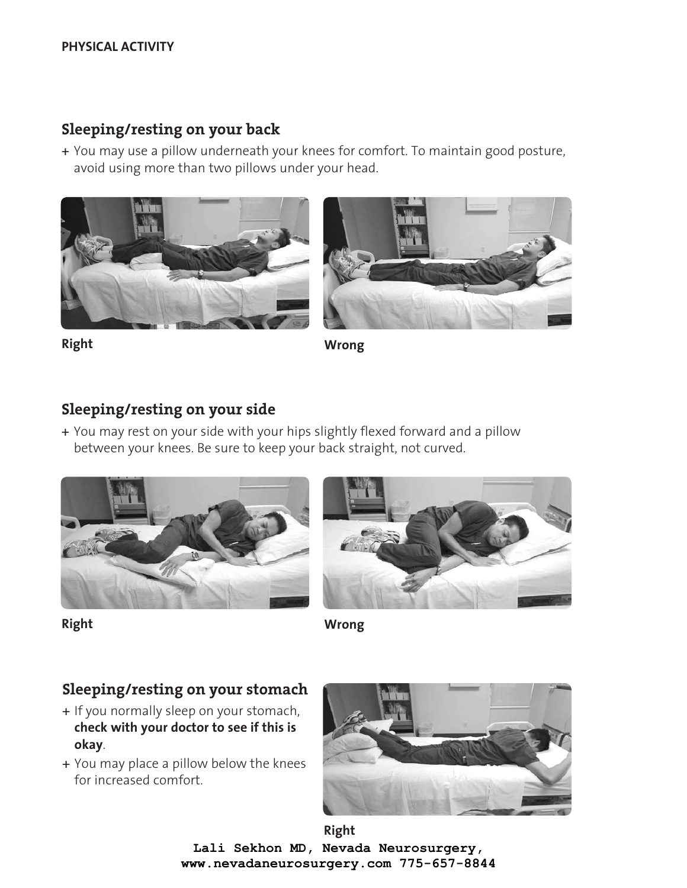PHYSICAL ACTIVITY

## Sleeping/resting on your back

+ You may use a pillow underneath your knees for comfort. To maintain good posture, avoid using more than two pillows under your head.

**Right**

**Wrong**

## Sleeping/resting on your side

+ You may rest on your side with your hips slightly flexed forward and a pillow between your knees. Be sure to keep your back straight, not curved.

**Right**

**Wrong**

## Sleeping/resting on your stomach

+ If you normally sleep on your stomach, **check with your doctor to see if this is okay**.
+ You may place a pillow below the knees for increased comfort.

**Right**

**Lali Sekhon MD, Nevada Neurosurgery, www.nevadaneurosurgery.com 775-657-8844**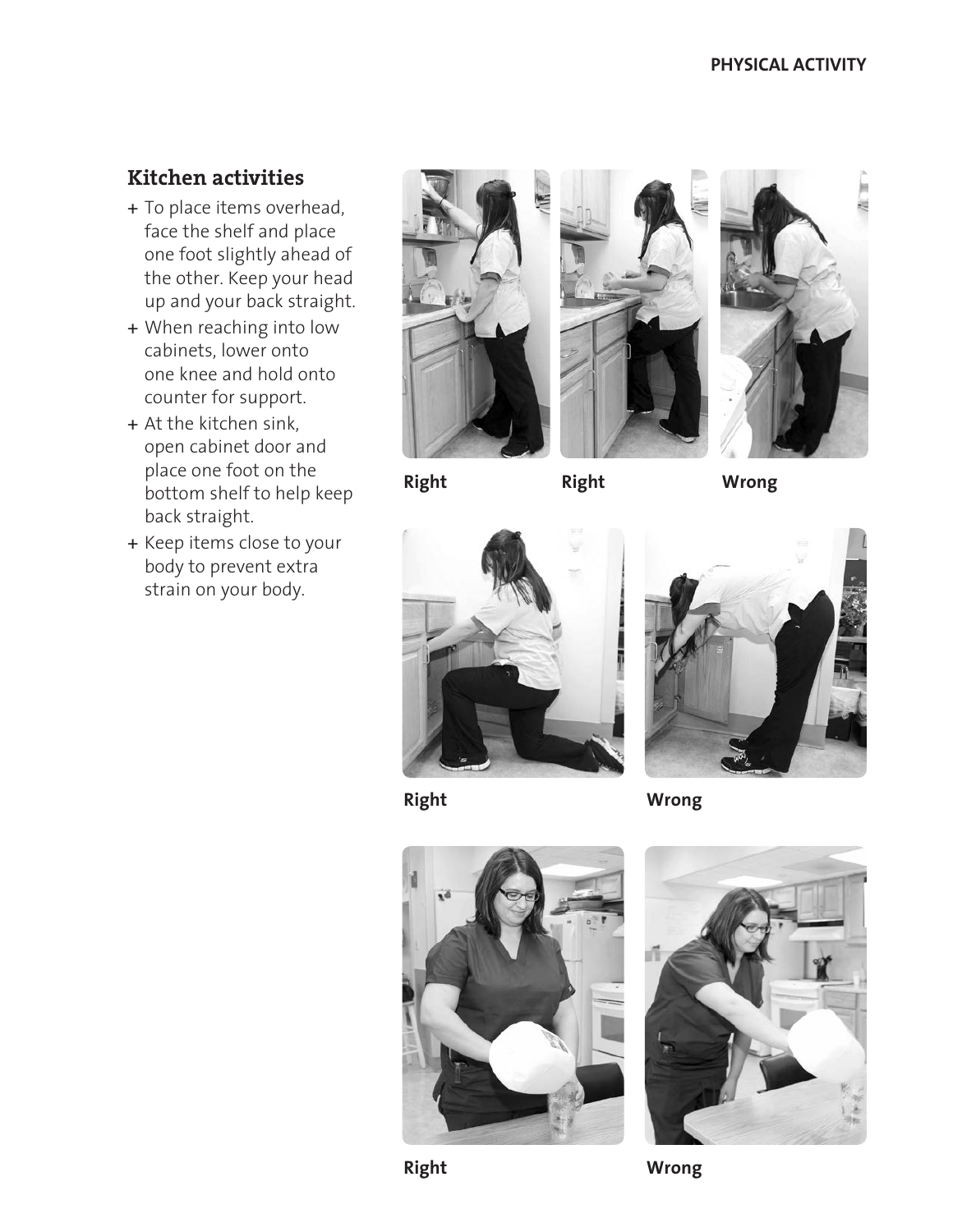## Kitchen activities

+ To place items overhead, face the shelf and place one foot slightly ahead of the other. Keep your head up and your back straight.
+ When reaching into low cabinets, lower onto one knee and hold onto counter for support.
+ At the kitchen sink, open cabinet door and place one foot on the bottom shelf to help keep back straight.
+ Keep items close to your body to prevent extra strain on your body.

**Right** **Right** **Wrong**

**Right** **Wrong**

**Right** **Wrong**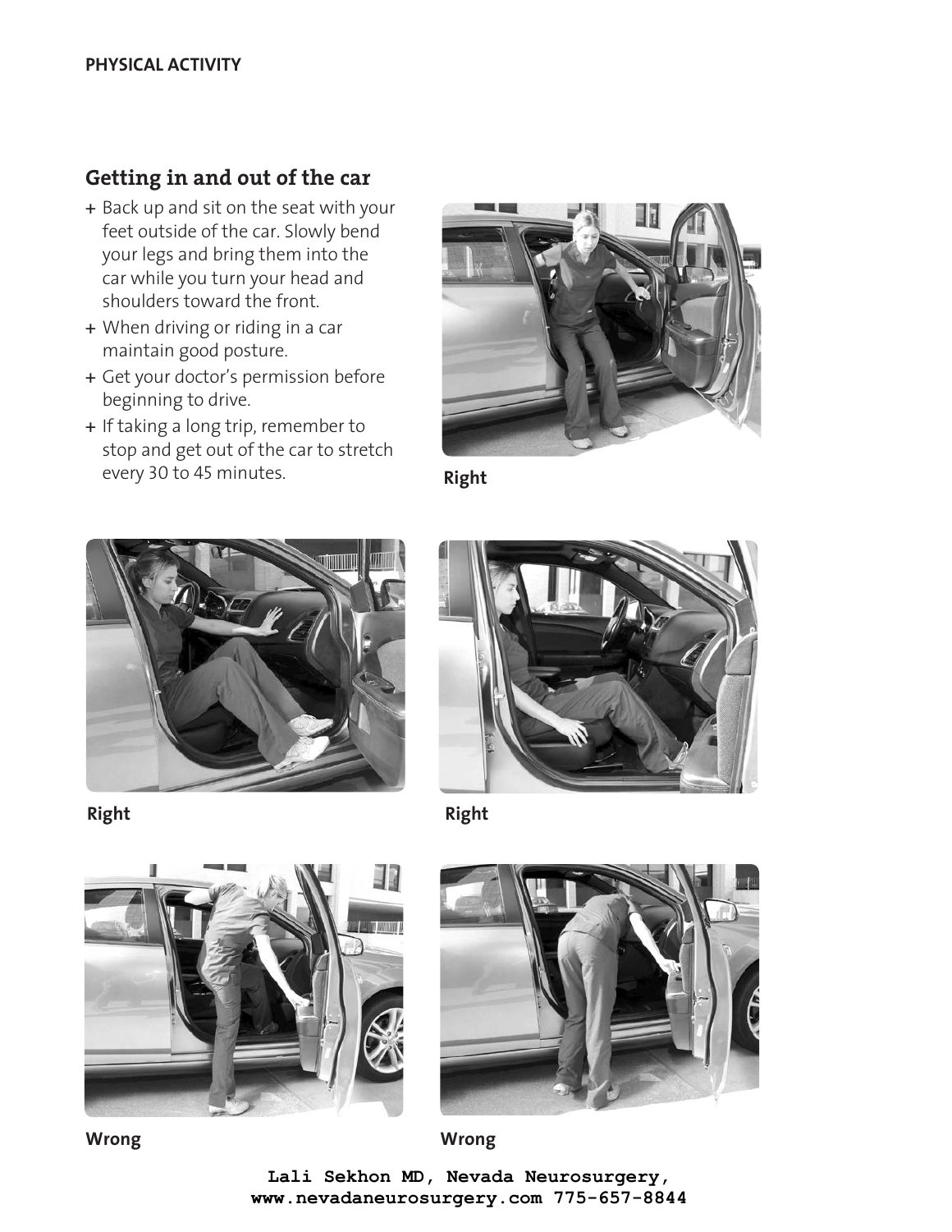## Getting in and out of the car

- Back up and sit on the seat with your feet outside of the car. Slowly bend your legs and bring them into the car while you turn your head and shoulders toward the front.
- When driving or riding in a car maintain good posture.
- Get your doctor's permission before beginning to drive.
- If taking a long trip, remember to stop and get out of the car to stretch every 30 to 45 minutes.

Right

Right

Right

Wrong

Wrong

**Lali Sekhon MD, Nevada Neurosurgery, www.nevadaneurosurgery.com 775-657-8844**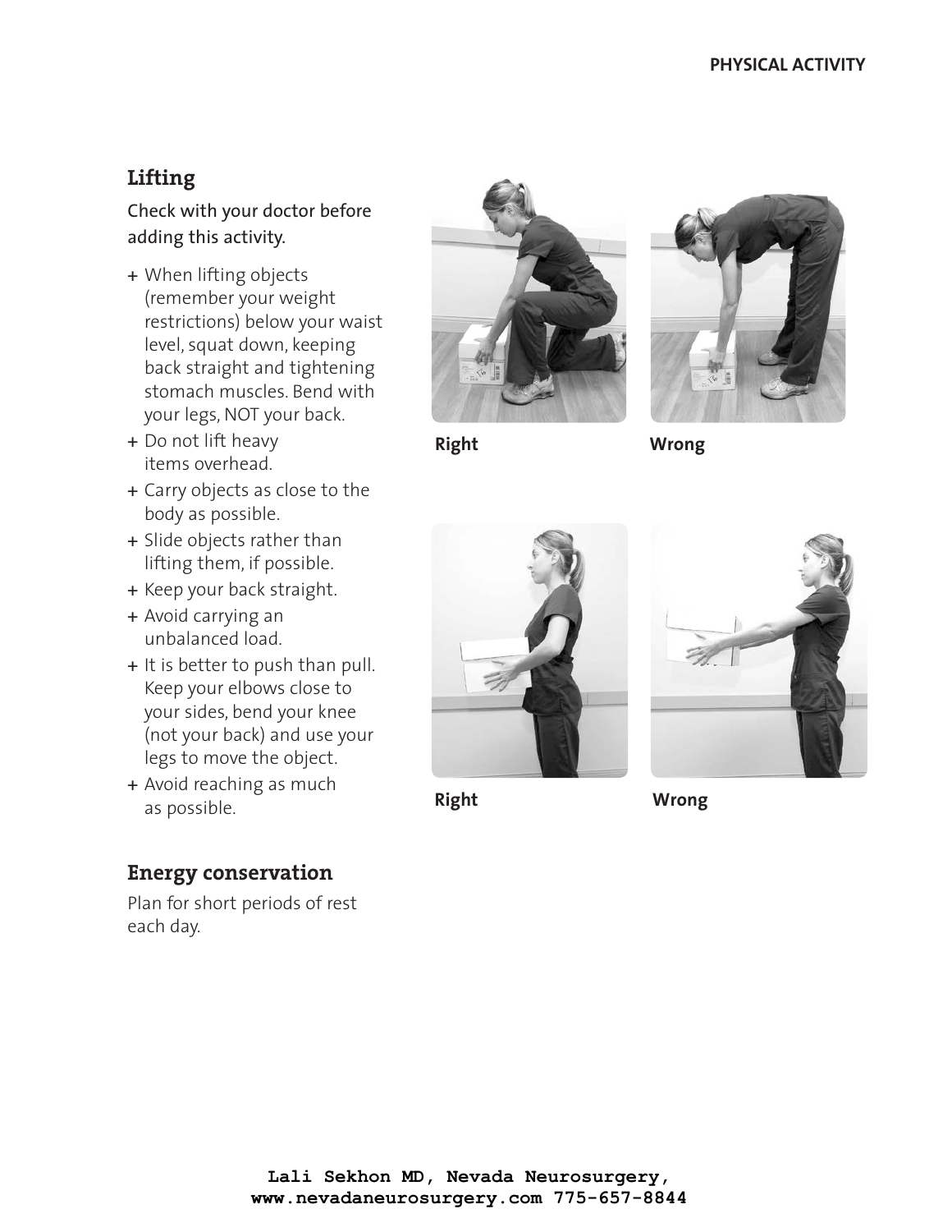## Lifting

Check with your doctor before adding this activity.

- When lifting objects (remember your weight restrictions) below your waist level, squat down, keeping back straight and tightening stomach muscles. Bend with your legs, NOT your back.
- Do not lift heavy items overhead.
- Carry objects as close to the body as possible.
- Slide objects rather than lifting them, if possible.
- Keep your back straight.
- Avoid carrying an unbalanced load.
- It is better to push than pull. Keep your elbows close to your sides, bend your knee (not your back) and use your legs to move the object.
- Avoid reaching as much as possible.

Right

Wrong

Right

Wrong

## Energy conservation

Plan for short periods of rest each day.

**Lali Sekhon MD, Nevada Neurosurgery, www.nevadaneurosurgery.com 775-657-8844**